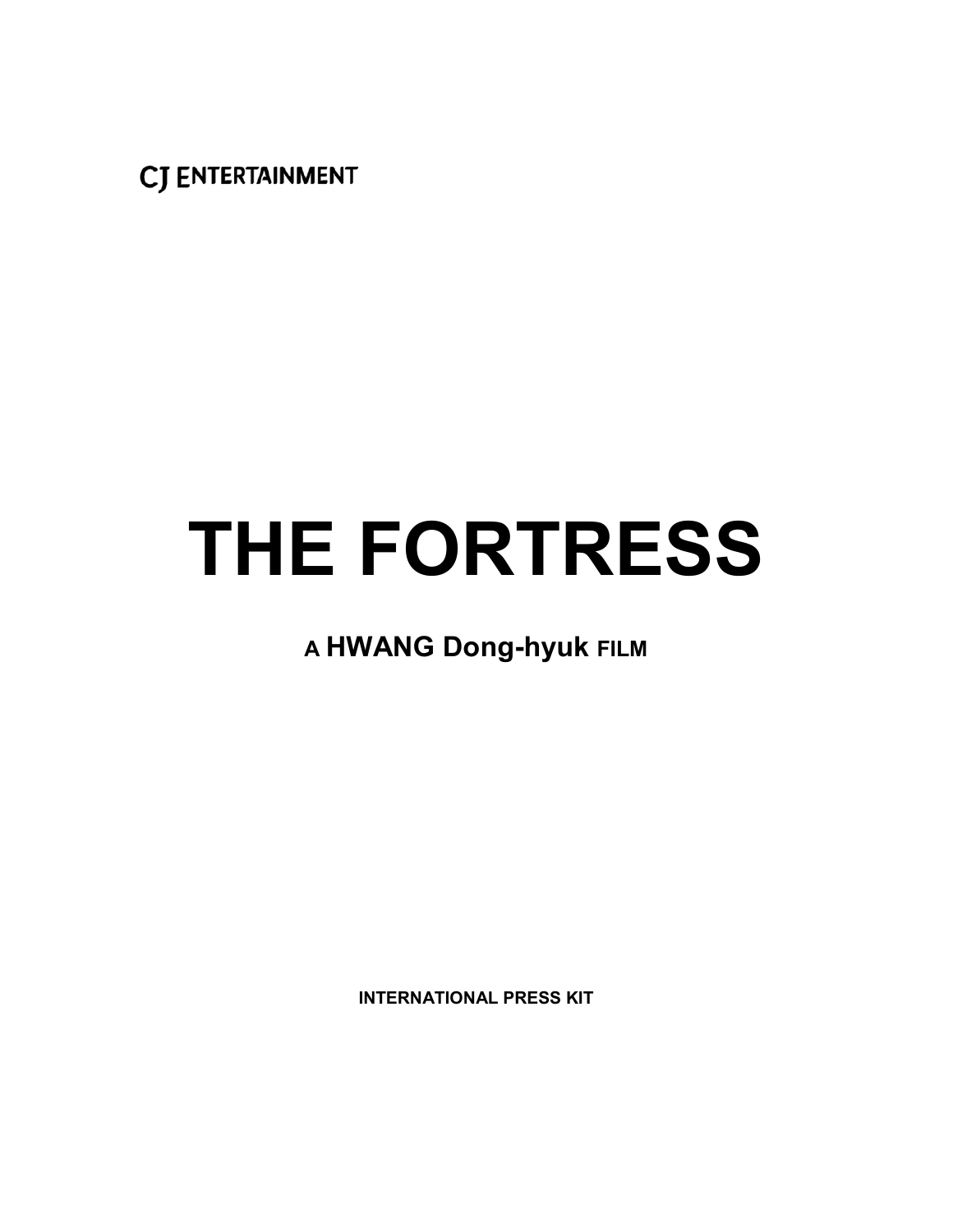CJ ENTERTAINMENT

# THE FORTRESS

**A HWANG Dong-hyuk FILM**

**INTERNATIONAL PRESS KIT**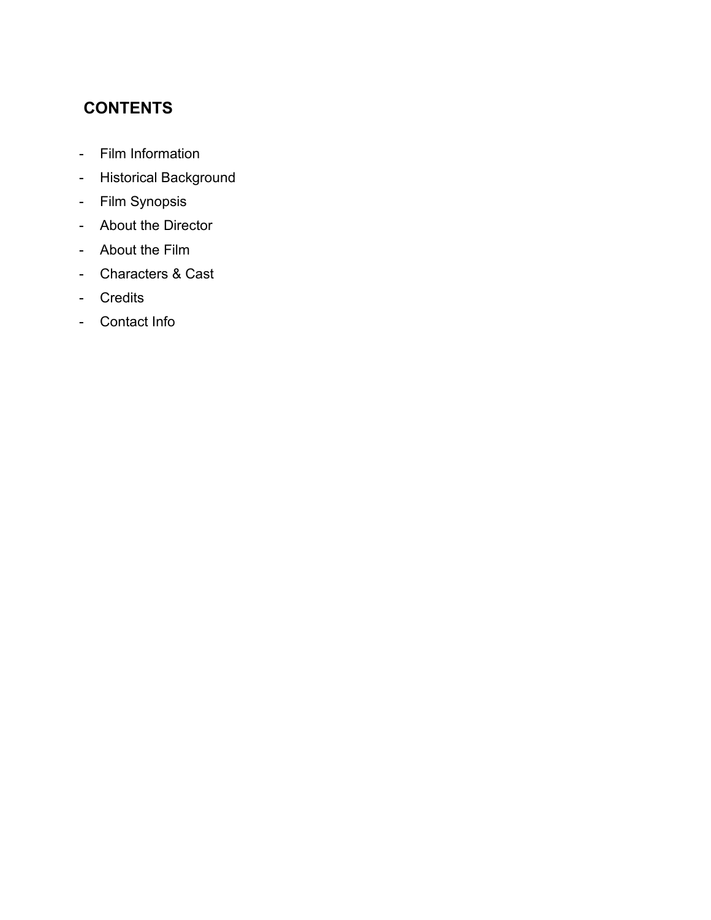## CONTENTS

- Film Information
- Historical Background
- Film Synopsis
- About the Director
- About the Film
- Characters & Cast
- Credits
- Contact Info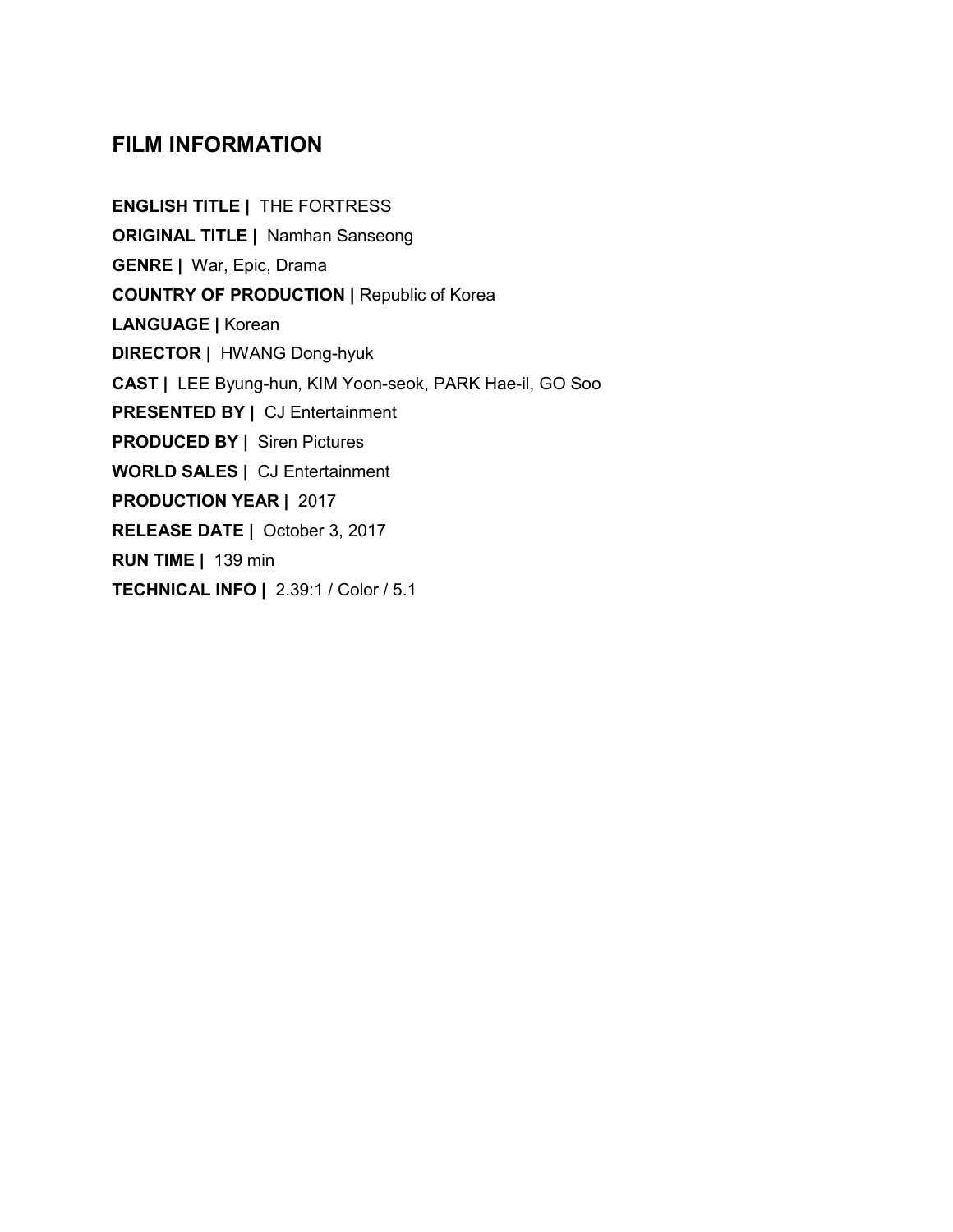## FILM INFORMATION

**ENGLISH TITLE |** THE FORTRESS

**ORIGINAL TITLE |** Namhan Sanseong

**GENRE |** War, Epic, Drama

**COUNTRY OF PRODUCTION |** Republic of Korea

**LANGUAGE |** Korean

**DIRECTOR |** HWANG Dong-hyuk

**CAST |** LEE Byung-hun, KIM Yoon-seok, PARK Hae-il, GO Soo

**PRESENTED BY |** CJ Entertainment

**PRODUCED BY |** Siren Pictures

**WORLD SALES |** CJ Entertainment

**PRODUCTION YEAR |** 2017

**RELEASE DATE |** October 3, 2017

**RUN TIME |** 139 min

**TECHNICAL INFO |** 2.39:1 / Color / 5.1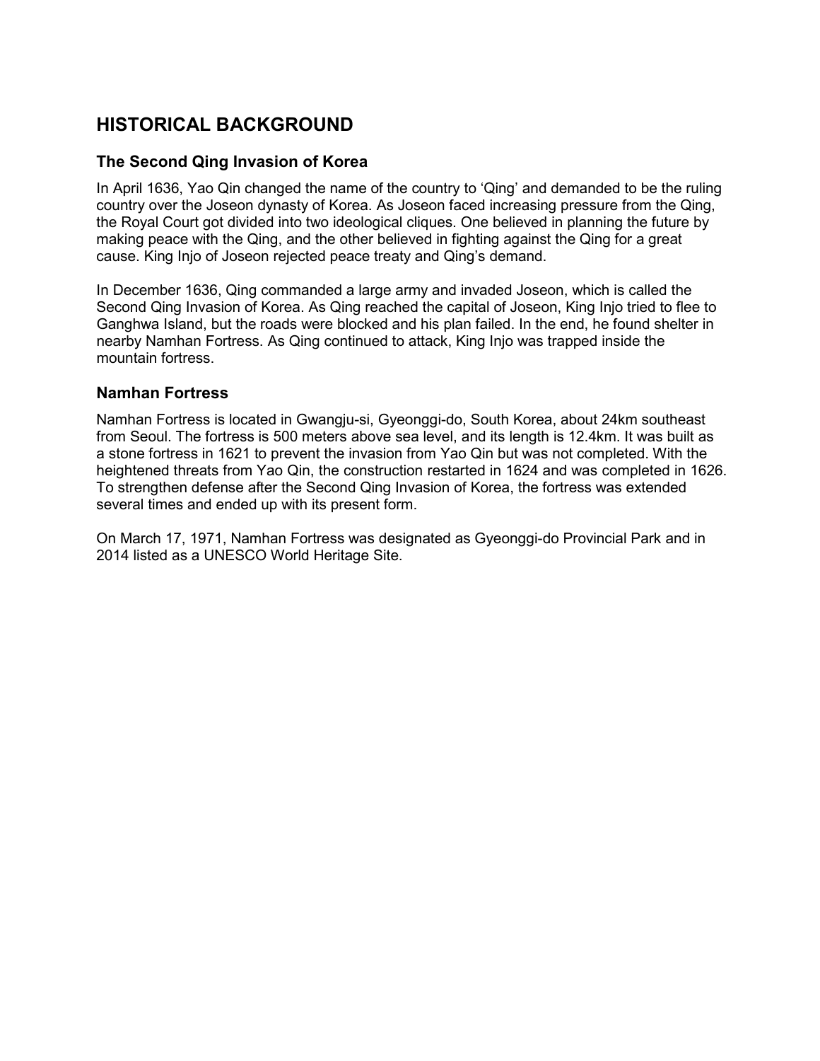## HISTORICAL BACKGROUND

### The Second Qing Invasion of Korea

In April 1636, Yao Qin changed the name of the country to 'Qing' and demanded to be the ruling country over the Joseon dynasty of Korea. As Joseon faced increasing pressure from the Qing, the Royal Court got divided into two ideological cliques. One believed in planning the future by making peace with the Qing, and the other believed in fighting against the Qing for a great cause. King Injo of Joseon rejected peace treaty and Qing's demand.

In December 1636, Qing commanded a large army and invaded Joseon, which is called the Second Qing Invasion of Korea. As Qing reached the capital of Joseon, King Injo tried to flee to Ganghwa Island, but the roads were blocked and his plan failed. In the end, he found shelter in nearby Namhan Fortress. As Qing continued to attack, King Injo was trapped inside the mountain fortress.

### Namhan Fortress

Namhan Fortress is located in Gwangju-si, Gyeonggi-do, South Korea, about 24km southeast from Seoul. The fortress is 500 meters above sea level, and its length is 12.4km. It was built as a stone fortress in 1621 to prevent the invasion from Yao Qin but was not completed. With the heightened threats from Yao Qin, the construction restarted in 1624 and was completed in 1626. To strengthen defense after the Second Qing Invasion of Korea, the fortress was extended several times and ended up with its present form.

On March 17, 1971, Namhan Fortress was designated as Gyeonggi-do Provincial Park and in 2014 listed as a UNESCO World Heritage Site.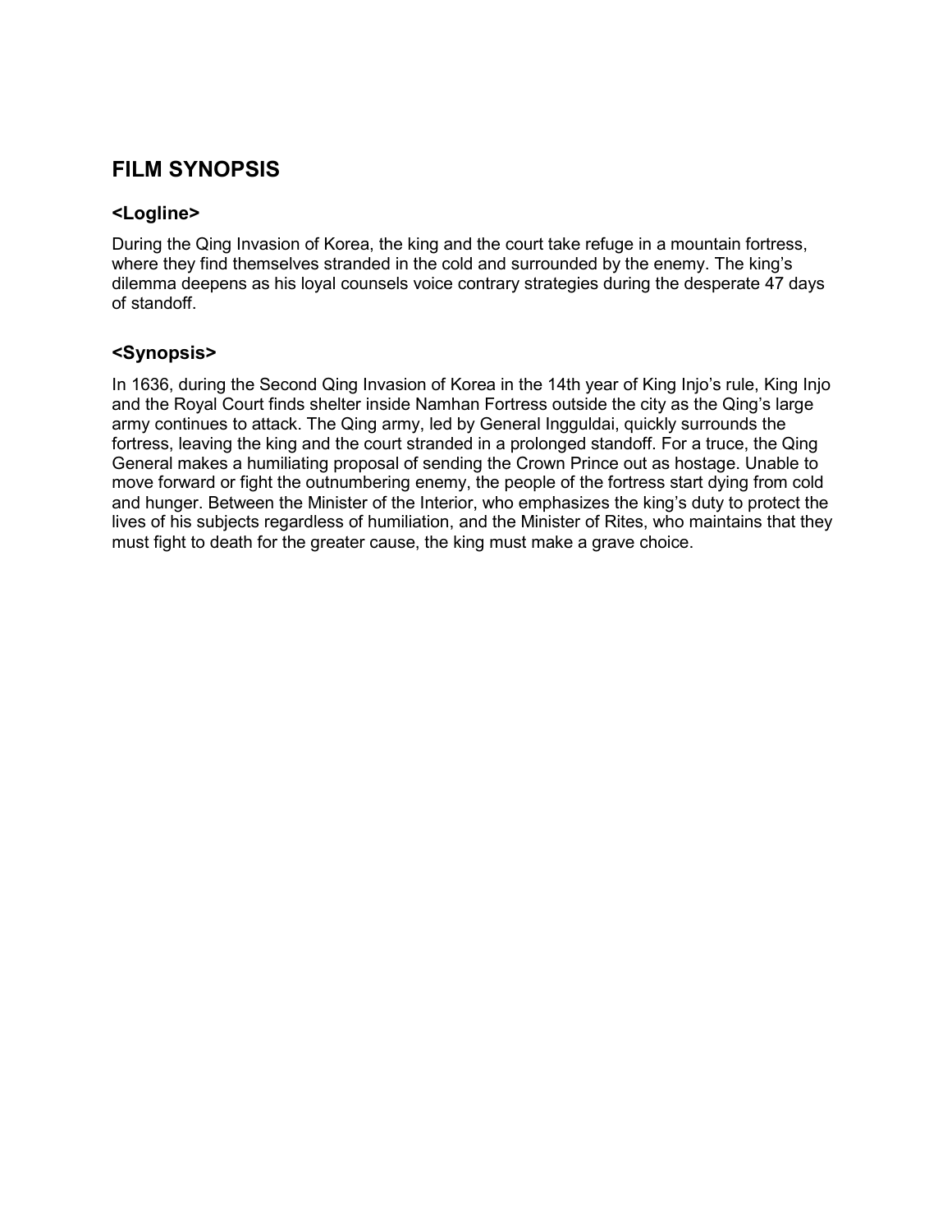## FILM SYNOPSIS

### <Logline>

During the Qing Invasion of Korea, the king and the court take refuge in a mountain fortress, where they find themselves stranded in the cold and surrounded by the enemy. The king's dilemma deepens as his loyal counsels voice contrary strategies during the desperate 47 days of standoff.

### <Synopsis>

In 1636, during the Second Qing Invasion of Korea in the 14th year of King Injo's rule, King Injo and the Royal Court finds shelter inside Namhan Fortress outside the city as the Qing's large army continues to attack. The Qing army, led by General Ingguldai, quickly surrounds the fortress, leaving the king and the court stranded in a prolonged standoff. For a truce, the Qing General makes a humiliating proposal of sending the Crown Prince out as hostage. Unable to move forward or fight the outnumbering enemy, the people of the fortress start dying from cold and hunger. Between the Minister of the Interior, who emphasizes the king's duty to protect the lives of his subjects regardless of humiliation, and the Minister of Rites, who maintains that they must fight to death for the greater cause, the king must make a grave choice.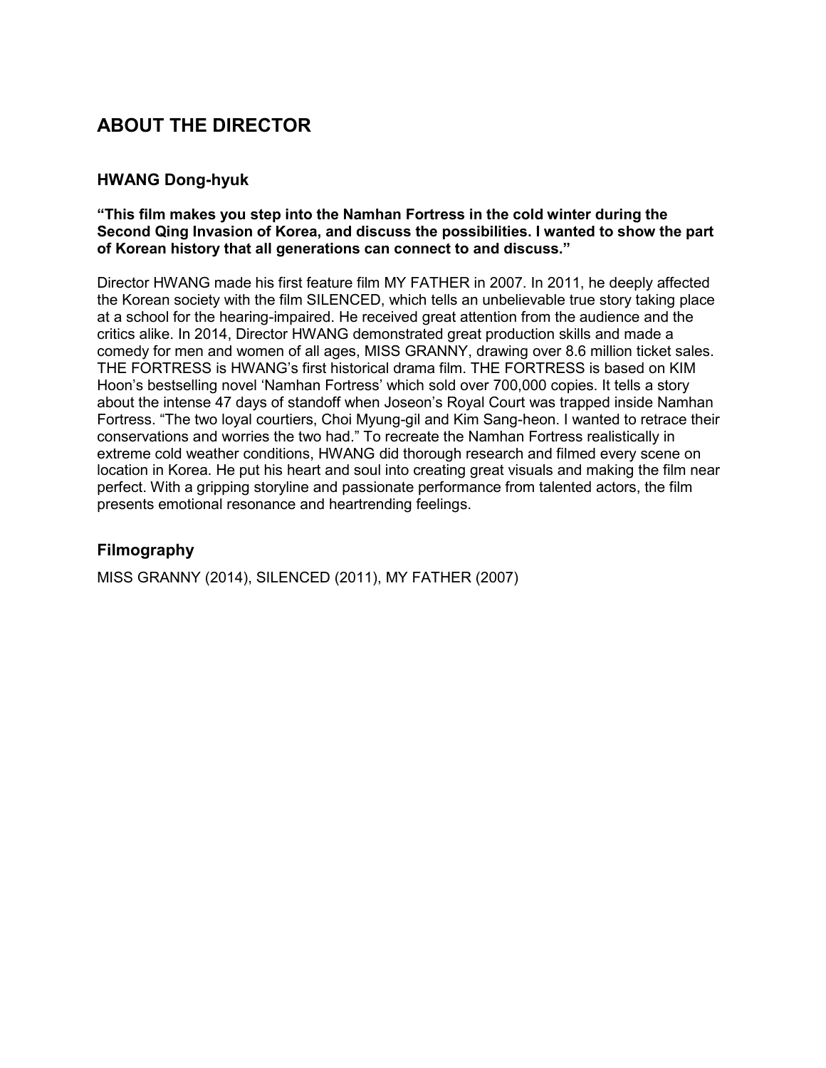# ABOUT THE DIRECTOR

## HWANG Dong-hyuk

**“This film makes you step into the Namhan Fortress in the cold winter during the Second Qing Invasion of Korea, and discuss the possibilities. I wanted to show the part of Korean history that all generations can connect to and discuss.”**

Director HWANG made his first feature film MY FATHER in 2007. In 2011, he deeply affected the Korean society with the film SILENCED, which tells an unbelievable true story taking place at a school for the hearing-impaired. He received great attention from the audience and the critics alike. In 2014, Director HWANG demonstrated great production skills and made a comedy for men and women of all ages, MISS GRANNY, drawing over 8.6 million ticket sales. THE FORTRESS is HWANG’s first historical drama film. THE FORTRESS is based on KIM Hoon’s bestselling novel ‘Namhan Fortress’ which sold over 700,000 copies. It tells a story about the intense 47 days of standoff when Joseon’s Royal Court was trapped inside Namhan Fortress. “The two loyal courtiers, Choi Myung-gil and Kim Sang-heon. I wanted to retrace their conservations and worries the two had.” To recreate the Namhan Fortress realistically in extreme cold weather conditions, HWANG did thorough research and filmed every scene on location in Korea. He put his heart and soul into creating great visuals and making the film near perfect. With a gripping storyline and passionate performance from talented actors, the film presents emotional resonance and heartrending feelings.

## Filmography

MISS GRANNY (2014), SILENCED (2011), MY FATHER (2007)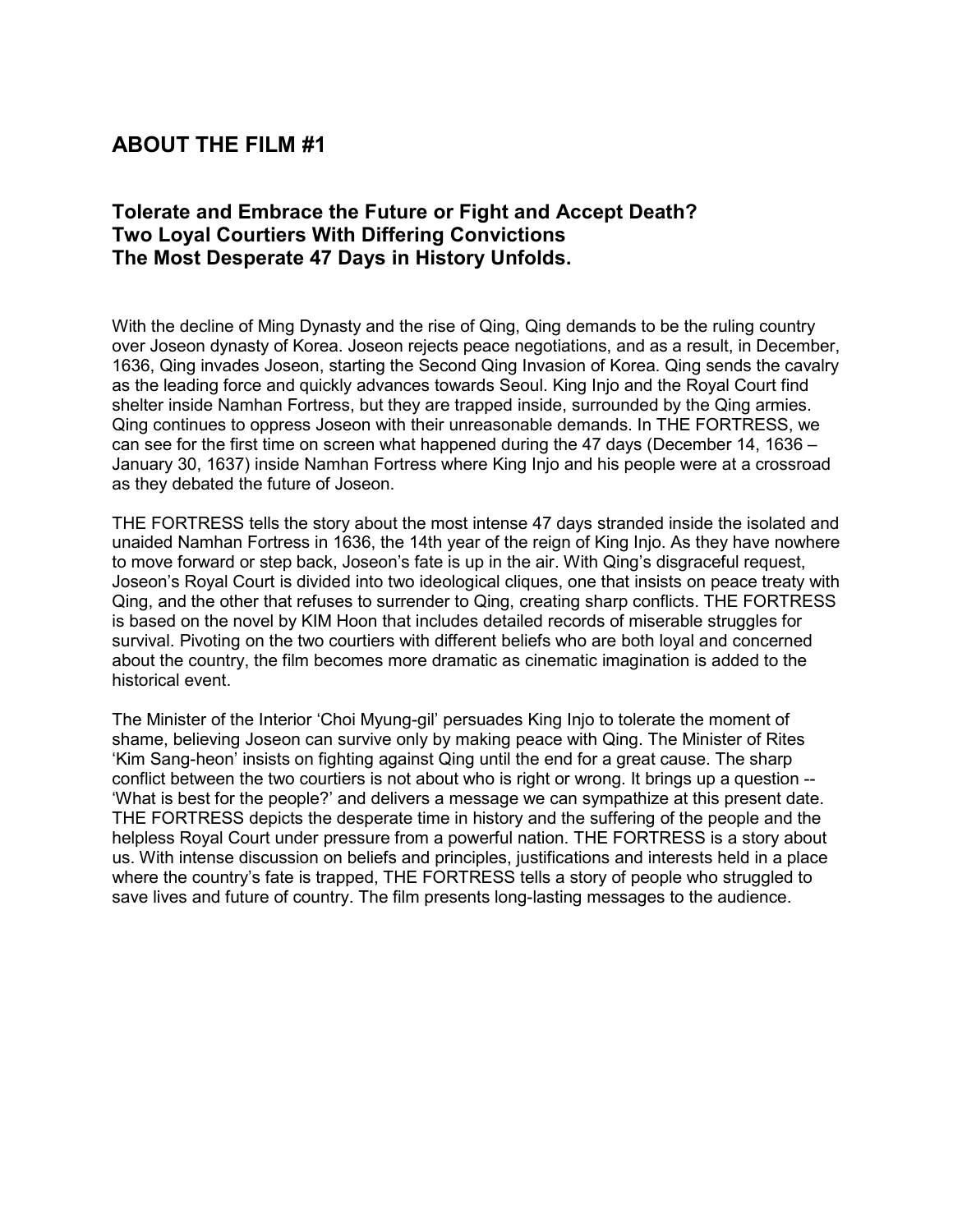## ABOUT THE FILM #1

### Tolerate and Embrace the Future or Fight and Accept Death?
### Two Loyal Courtiers With Differing Convictions
### The Most Desperate 47 Days in History Unfolds.

With the decline of Ming Dynasty and the rise of Qing, Qing demands to be the ruling country over Joseon dynasty of Korea. Joseon rejects peace negotiations, and as a result, in December, 1636, Qing invades Joseon, starting the Second Qing Invasion of Korea. Qing sends the cavalry as the leading force and quickly advances towards Seoul. King Injo and the Royal Court find shelter inside Namhan Fortress, but they are trapped inside, surrounded by the Qing armies. Qing continues to oppress Joseon with their unreasonable demands. In THE FORTRESS, we can see for the first time on screen what happened during the 47 days (December 14, 1636 – January 30, 1637) inside Namhan Fortress where King Injo and his people were at a crossroad as they debated the future of Joseon.

THE FORTRESS tells the story about the most intense 47 days stranded inside the isolated and unaided Namhan Fortress in 1636, the 14th year of the reign of King Injo. As they have nowhere to move forward or step back, Joseon's fate is up in the air. With Qing's disgraceful request, Joseon's Royal Court is divided into two ideological cliques, one that insists on peace treaty with Qing, and the other that refuses to surrender to Qing, creating sharp conflicts. THE FORTRESS is based on the novel by KIM Hoon that includes detailed records of miserable struggles for survival. Pivoting on the two courtiers with different beliefs who are both loyal and concerned about the country, the film becomes more dramatic as cinematic imagination is added to the historical event.

The Minister of the Interior 'Choi Myung-gil' persuades King Injo to tolerate the moment of shame, believing Joseon can survive only by making peace with Qing. The Minister of Rites 'Kim Sang-heon' insists on fighting against Qing until the end for a great cause. The sharp conflict between the two courtiers is not about who is right or wrong. It brings up a question -- 'What is best for the people?' and delivers a message we can sympathize at this present date. THE FORTRESS depicts the desperate time in history and the suffering of the people and the helpless Royal Court under pressure from a powerful nation. THE FORTRESS is a story about us. With intense discussion on beliefs and principles, justifications and interests held in a place where the country's fate is trapped, THE FORTRESS tells a story of people who struggled to save lives and future of country. The film presents long-lasting messages to the audience.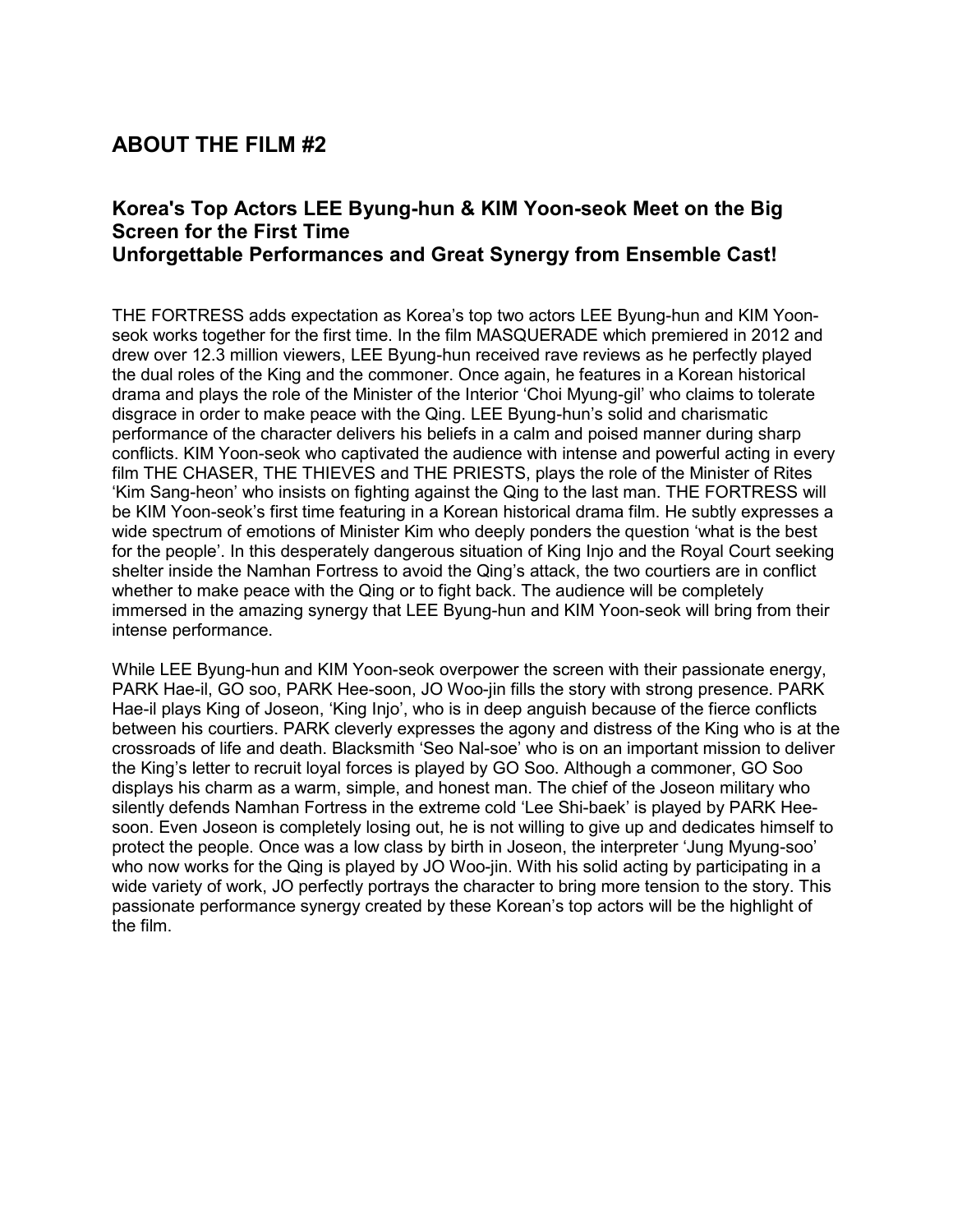## ABOUT THE FILM #2

### Korea's Top Actors LEE Byung-hun & KIM Yoon-seok Meet on the Big Screen for the First Time
### Unforgettable Performances and Great Synergy from Ensemble Cast!

THE FORTRESS adds expectation as Korea's top two actors LEE Byung-hun and KIM Yoon-seok works together for the first time. In the film MASQUERADE which premiered in 2012 and drew over 12.3 million viewers, LEE Byung-hun received rave reviews as he perfectly played the dual roles of the King and the commoner. Once again, he features in a Korean historical drama and plays the role of the Minister of the Interior 'Choi Myung-gil' who claims to tolerate disgrace in order to make peace with the Qing. LEE Byung-hun's solid and charismatic performance of the character delivers his beliefs in a calm and poised manner during sharp conflicts. KIM Yoon-seok who captivated the audience with intense and powerful acting in every film THE CHASER, THE THIEVES and THE PRIESTS, plays the role of the Minister of Rites 'Kim Sang-heon' who insists on fighting against the Qing to the last man. THE FORTRESS will be KIM Yoon-seok's first time featuring in a Korean historical drama film. He subtly expresses a wide spectrum of emotions of Minister Kim who deeply ponders the question 'what is the best for the people'. In this desperately dangerous situation of King Injo and the Royal Court seeking shelter inside the Namhan Fortress to avoid the Qing's attack, the two courtiers are in conflict whether to make peace with the Qing or to fight back. The audience will be completely immersed in the amazing synergy that LEE Byung-hun and KIM Yoon-seok will bring from their intense performance.

While LEE Byung-hun and KIM Yoon-seok overpower the screen with their passionate energy, PARK Hae-il, GO soo, PARK Hee-soon, JO Woo-jin fills the story with strong presence. PARK Hae-il plays King of Joseon, 'King Injo', who is in deep anguish because of the fierce conflicts between his courtiers. PARK cleverly expresses the agony and distress of the King who is at the crossroads of life and death. Blacksmith 'Seo Nal-soe' who is on an important mission to deliver the King's letter to recruit loyal forces is played by GO Soo. Although a commoner, GO Soo displays his charm as a warm, simple, and honest man. The chief of the Joseon military who silently defends Namhan Fortress in the extreme cold 'Lee Shi-baek' is played by PARK Hee-soon. Even Joseon is completely losing out, he is not willing to give up and dedicates himself to protect the people. Once was a low class by birth in Joseon, the interpreter 'Jung Myung-soo' who now works for the Qing is played by JO Woo-jin. With his solid acting by participating in a wide variety of work, JO perfectly portrays the character to bring more tension to the story. This passionate performance synergy created by these Korean's top actors will be the highlight of the film.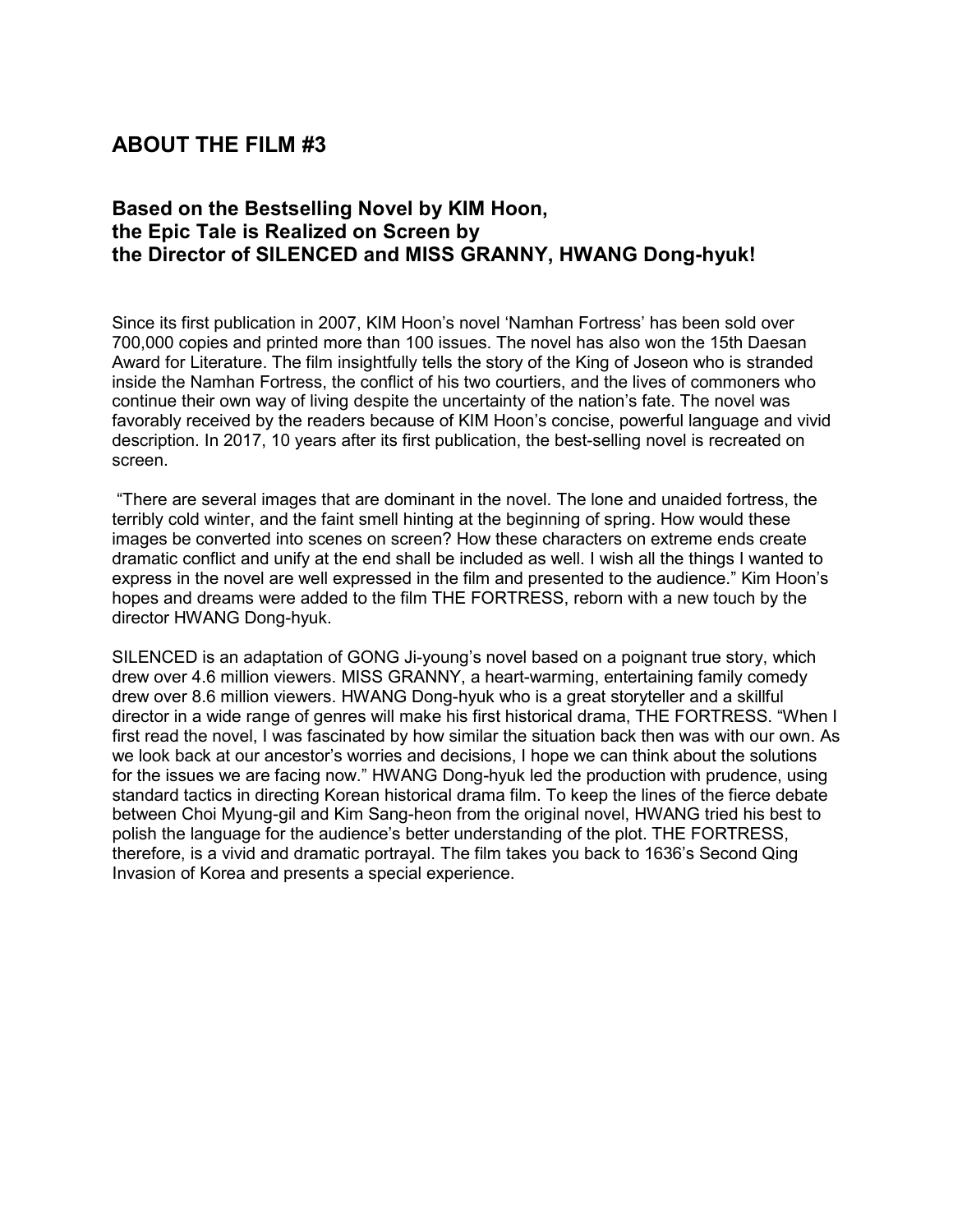## ABOUT THE FILM #3

### Based on the Bestselling Novel by KIM Hoon, the Epic Tale is Realized on Screen by the Director of SILENCED and MISS GRANNY, HWANG Dong-hyuk!

Since its first publication in 2007, KIM Hoon's novel 'Namhan Fortress' has been sold over 700,000 copies and printed more than 100 issues. The novel has also won the 15th Daesan Award for Literature. The film insightfully tells the story of the King of Joseon who is stranded inside the Namhan Fortress, the conflict of his two courtiers, and the lives of commoners who continue their own way of living despite the uncertainty of the nation's fate. The novel was favorably received by the readers because of KIM Hoon's concise, powerful language and vivid description. In 2017, 10 years after its first publication, the best-selling novel is recreated on screen.

"There are several images that are dominant in the novel. The lone and unaided fortress, the terribly cold winter, and the faint smell hinting at the beginning of spring. How would these images be converted into scenes on screen? How these characters on extreme ends create dramatic conflict and unify at the end shall be included as well. I wish all the things I wanted to express in the novel are well expressed in the film and presented to the audience." Kim Hoon's hopes and dreams were added to the film THE FORTRESS, reborn with a new touch by the director HWANG Dong-hyuk.

SILENCED is an adaptation of GONG Ji-young's novel based on a poignant true story, which drew over 4.6 million viewers. MISS GRANNY, a heart-warming, entertaining family comedy drew over 8.6 million viewers. HWANG Dong-hyuk who is a great storyteller and a skillful director in a wide range of genres will make his first historical drama, THE FORTRESS. "When I first read the novel, I was fascinated by how similar the situation back then was with our own. As we look back at our ancestor's worries and decisions, I hope we can think about the solutions for the issues we are facing now." HWANG Dong-hyuk led the production with prudence, using standard tactics in directing Korean historical drama film. To keep the lines of the fierce debate between Choi Myung-gil and Kim Sang-heon from the original novel, HWANG tried his best to polish the language for the audience's better understanding of the plot. THE FORTRESS, therefore, is a vivid and dramatic portrayal. The film takes you back to 1636's Second Qing Invasion of Korea and presents a special experience.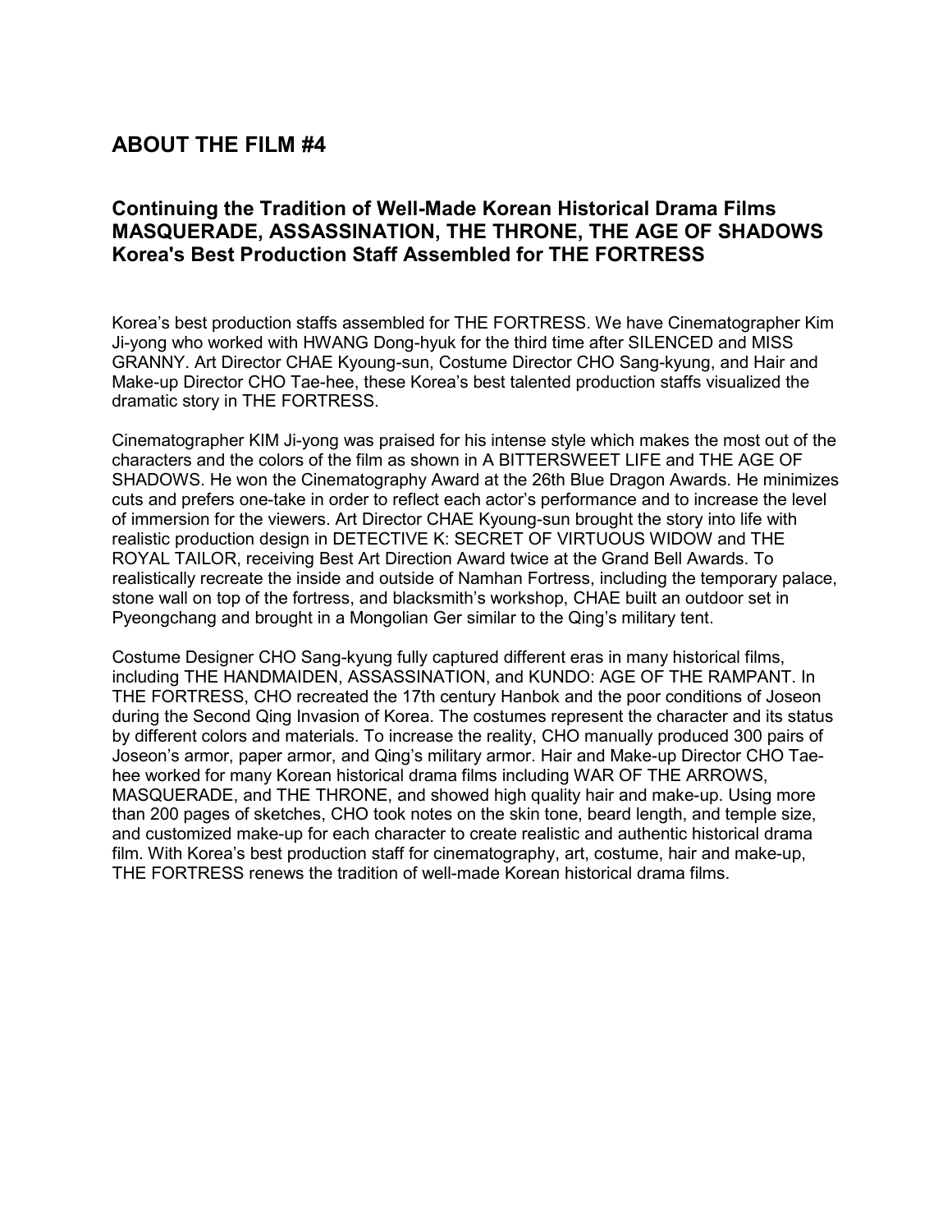## ABOUT THE FILM #4

### Continuing the Tradition of Well-Made Korean Historical Drama Films MASQUERADE, ASSASSINATION, THE THRONE, THE AGE OF SHADOWS Korea's Best Production Staff Assembled for THE FORTRESS

Korea's best production staffs assembled for THE FORTRESS. We have Cinematographer Kim Ji-yong who worked with HWANG Dong-hyuk for the third time after SILENCED and MISS GRANNY. Art Director CHAE Kyoung-sun, Costume Director CHO Sang-kyung, and Hair and Make-up Director CHO Tae-hee, these Korea's best talented production staffs visualized the dramatic story in THE FORTRESS.

Cinematographer KIM Ji-yong was praised for his intense style which makes the most out of the characters and the colors of the film as shown in A BITTERSWEET LIFE and THE AGE OF SHADOWS. He won the Cinematography Award at the 26th Blue Dragon Awards. He minimizes cuts and prefers one-take in order to reflect each actor's performance and to increase the level of immersion for the viewers. Art Director CHAE Kyoung-sun brought the story into life with realistic production design in DETECTIVE K: SECRET OF VIRTUOUS WIDOW and THE ROYAL TAILOR, receiving Best Art Direction Award twice at the Grand Bell Awards. To realistically recreate the inside and outside of Namhan Fortress, including the temporary palace, stone wall on top of the fortress, and blacksmith's workshop, CHAE built an outdoor set in Pyeongchang and brought in a Mongolian Ger similar to the Qing's military tent.

Costume Designer CHO Sang-kyung fully captured different eras in many historical films, including THE HANDMAIDEN, ASSASSINATION, and KUNDO: AGE OF THE RAMPANT. In THE FORTRESS, CHO recreated the 17th century Hanbok and the poor conditions of Joseon during the Second Qing Invasion of Korea. The costumes represent the character and its status by different colors and materials. To increase the reality, CHO manually produced 300 pairs of Joseon's armor, paper armor, and Qing's military armor. Hair and Make-up Director CHO Tae-hee worked for many Korean historical drama films including WAR OF THE ARROWS, MASQUERADE, and THE THRONE, and showed high quality hair and make-up. Using more than 200 pages of sketches, CHO took notes on the skin tone, beard length, and temple size, and customized make-up for each character to create realistic and authentic historical drama film. With Korea's best production staff for cinematography, art, costume, hair and make-up, THE FORTRESS renews the tradition of well-made Korean historical drama films.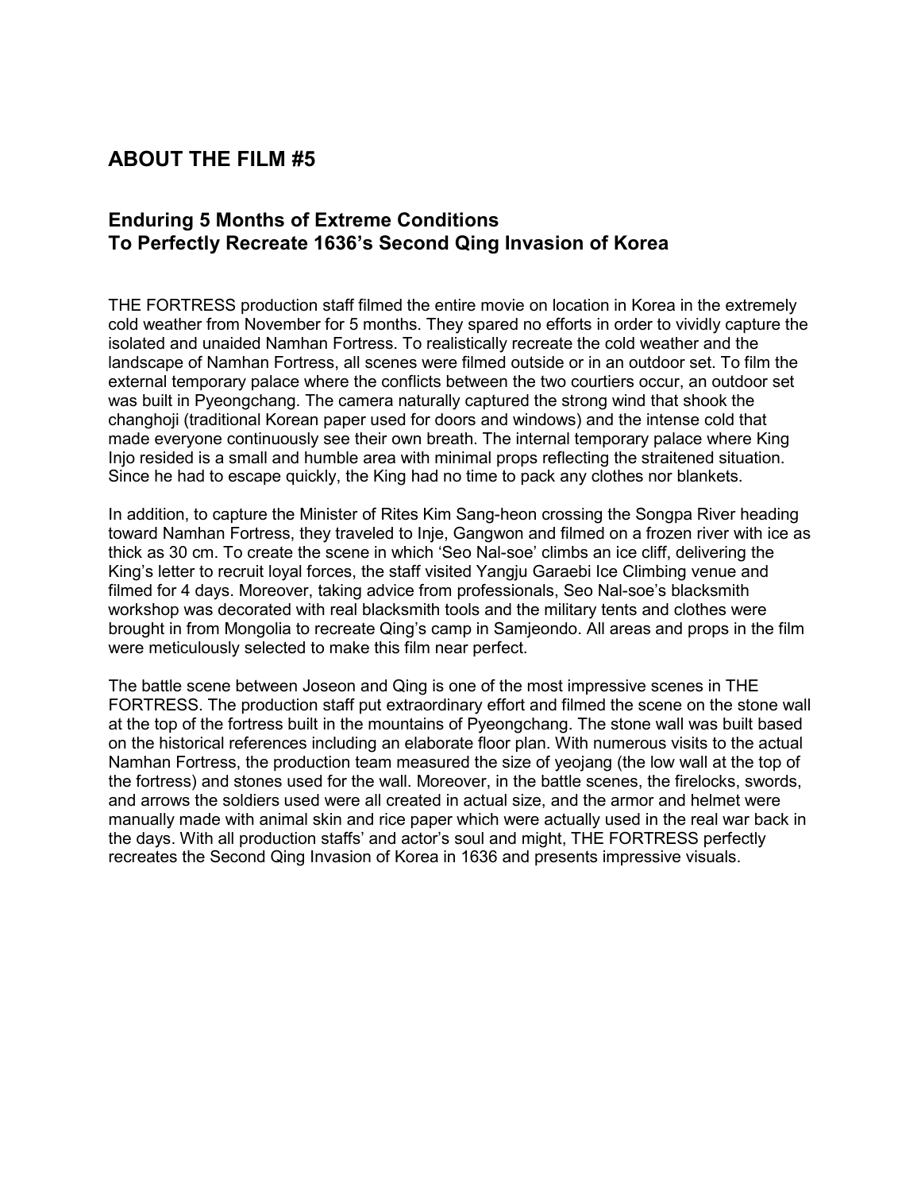## ABOUT THE FILM #5

### Enduring 5 Months of Extreme Conditions To Perfectly Recreate 1636's Second Qing Invasion of Korea

THE FORTRESS production staff filmed the entire movie on location in Korea in the extremely cold weather from November for 5 months. They spared no efforts in order to vividly capture the isolated and unaided Namhan Fortress. To realistically recreate the cold weather and the landscape of Namhan Fortress, all scenes were filmed outside or in an outdoor set. To film the external temporary palace where the conflicts between the two courtiers occur, an outdoor set was built in Pyeongchang. The camera naturally captured the strong wind that shook the changhoji (traditional Korean paper used for doors and windows) and the intense cold that made everyone continuously see their own breath. The internal temporary palace where King Injo resided is a small and humble area with minimal props reflecting the straitened situation. Since he had to escape quickly, the King had no time to pack any clothes nor blankets.

In addition, to capture the Minister of Rites Kim Sang-heon crossing the Songpa River heading toward Namhan Fortress, they traveled to Inje, Gangwon and filmed on a frozen river with ice as thick as 30 cm. To create the scene in which 'Seo Nal-soe' climbs an ice cliff, delivering the King's letter to recruit loyal forces, the staff visited Yangju Garaebi Ice Climbing venue and filmed for 4 days. Moreover, taking advice from professionals, Seo Nal-soe's blacksmith workshop was decorated with real blacksmith tools and the military tents and clothes were brought in from Mongolia to recreate Qing's camp in Samjeondo. All areas and props in the film were meticulously selected to make this film near perfect.

The battle scene between Joseon and Qing is one of the most impressive scenes in THE FORTRESS. The production staff put extraordinary effort and filmed the scene on the stone wall at the top of the fortress built in the mountains of Pyeongchang. The stone wall was built based on the historical references including an elaborate floor plan. With numerous visits to the actual Namhan Fortress, the production team measured the size of yeojang (the low wall at the top of the fortress) and stones used for the wall. Moreover, in the battle scenes, the firelocks, swords, and arrows the soldiers used were all created in actual size, and the armor and helmet were manually made with animal skin and rice paper which were actually used in the real war back in the days. With all production staffs' and actor's soul and might, THE FORTRESS perfectly recreates the Second Qing Invasion of Korea in 1636 and presents impressive visuals.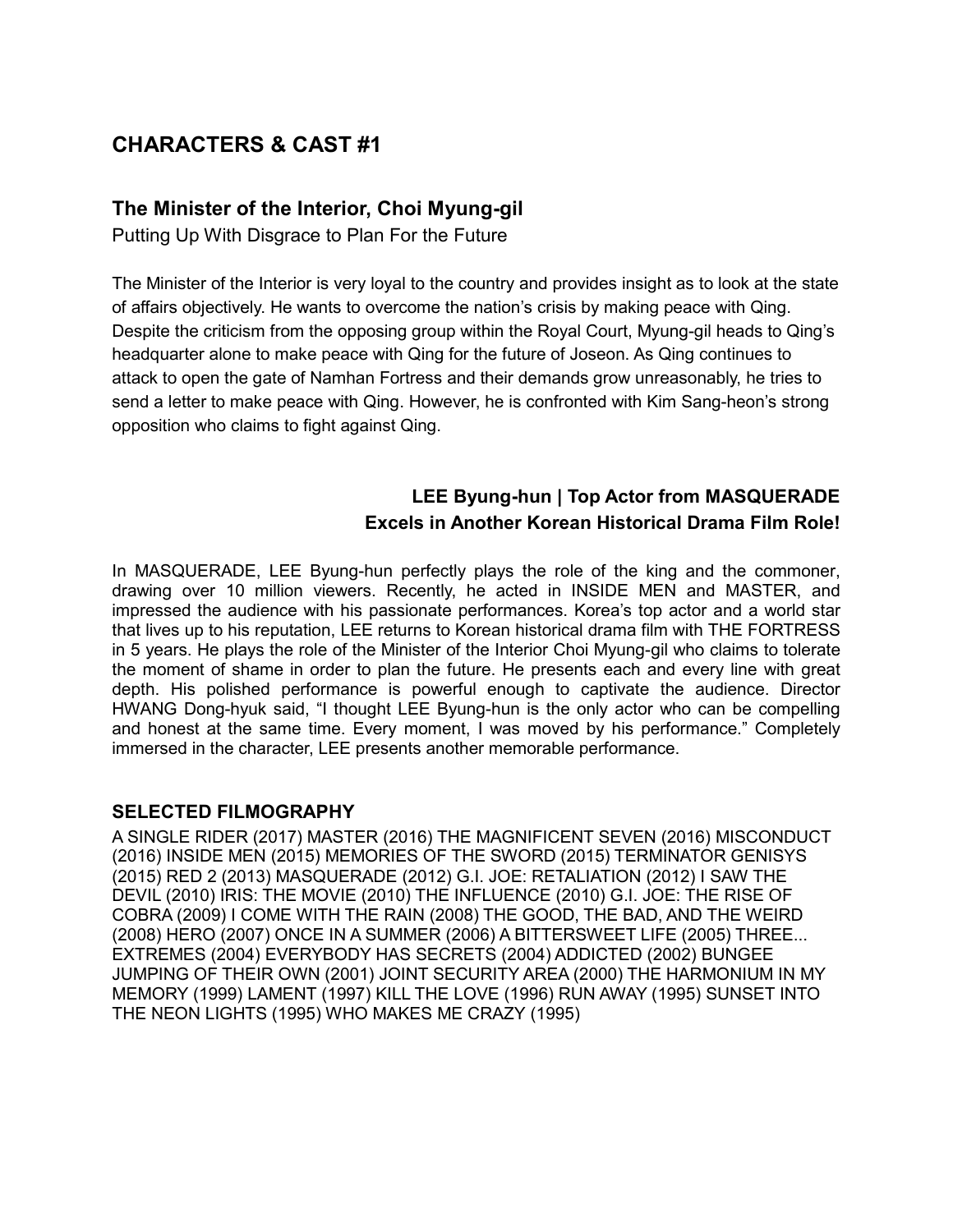# CHARACTERS & CAST #1

## The Minister of the Interior, Choi Myung-gil

Putting Up With Disgrace to Plan For the Future

The Minister of the Interior is very loyal to the country and provides insight as to look at the state of affairs objectively. He wants to overcome the nation's crisis by making peace with Qing. Despite the criticism from the opposing group within the Royal Court, Myung-gil heads to Qing's headquarter alone to make peace with Qing for the future of Joseon. As Qing continues to attack to open the gate of Namhan Fortress and their demands grow unreasonably, he tries to send a letter to make peace with Qing. However, he is confronted with Kim Sang-heon's strong opposition who claims to fight against Qing.

### LEE Byung-hun | Top Actor from MASQUERADE
### Excels in Another Korean Historical Drama Film Role!

In MASQUERADE, LEE Byung-hun perfectly plays the role of the king and the commoner, drawing over 10 million viewers. Recently, he acted in INSIDE MEN and MASTER, and impressed the audience with his passionate performances. Korea's top actor and a world star that lives up to his reputation, LEE returns to Korean historical drama film with THE FORTRESS in 5 years. He plays the role of the Minister of the Interior Choi Myung-gil who claims to tolerate the moment of shame in order to plan the future. He presents each and every line with great depth. His polished performance is powerful enough to captivate the audience. Director HWANG Dong-hyuk said, "I thought LEE Byung-hun is the only actor who can be compelling and honest at the same time. Every moment, I was moved by his performance." Completely immersed in the character, LEE presents another memorable performance.

### SELECTED FILMOGRAPHY

A SINGLE RIDER (2017) MASTER (2016) THE MAGNIFICENT SEVEN (2016) MISCONDUCT (2016) INSIDE MEN (2015) MEMORIES OF THE SWORD (2015) TERMINATOR GENISYS (2015) RED 2 (2013) MASQUERADE (2012) G.I. JOE: RETALIATION (2012) I SAW THE DEVIL (2010) IRIS: THE MOVIE (2010) THE INFLUENCE (2010) G.I. JOE: THE RISE OF COBRA (2009) I COME WITH THE RAIN (2008) THE GOOD, THE BAD, AND THE WEIRD (2008) HERO (2007) ONCE IN A SUMMER (2006) A BITTERSWEET LIFE (2005) THREE... EXTREMES (2004) EVERYBODY HAS SECRETS (2004) ADDICTED (2002) BUNGEE JUMPING OF THEIR OWN (2001) JOINT SECURITY AREA (2000) THE HARMONIUM IN MY MEMORY (1999) LAMENT (1997) KILL THE LOVE (1996) RUN AWAY (1995) SUNSET INTO THE NEON LIGHTS (1995) WHO MAKES ME CRAZY (1995)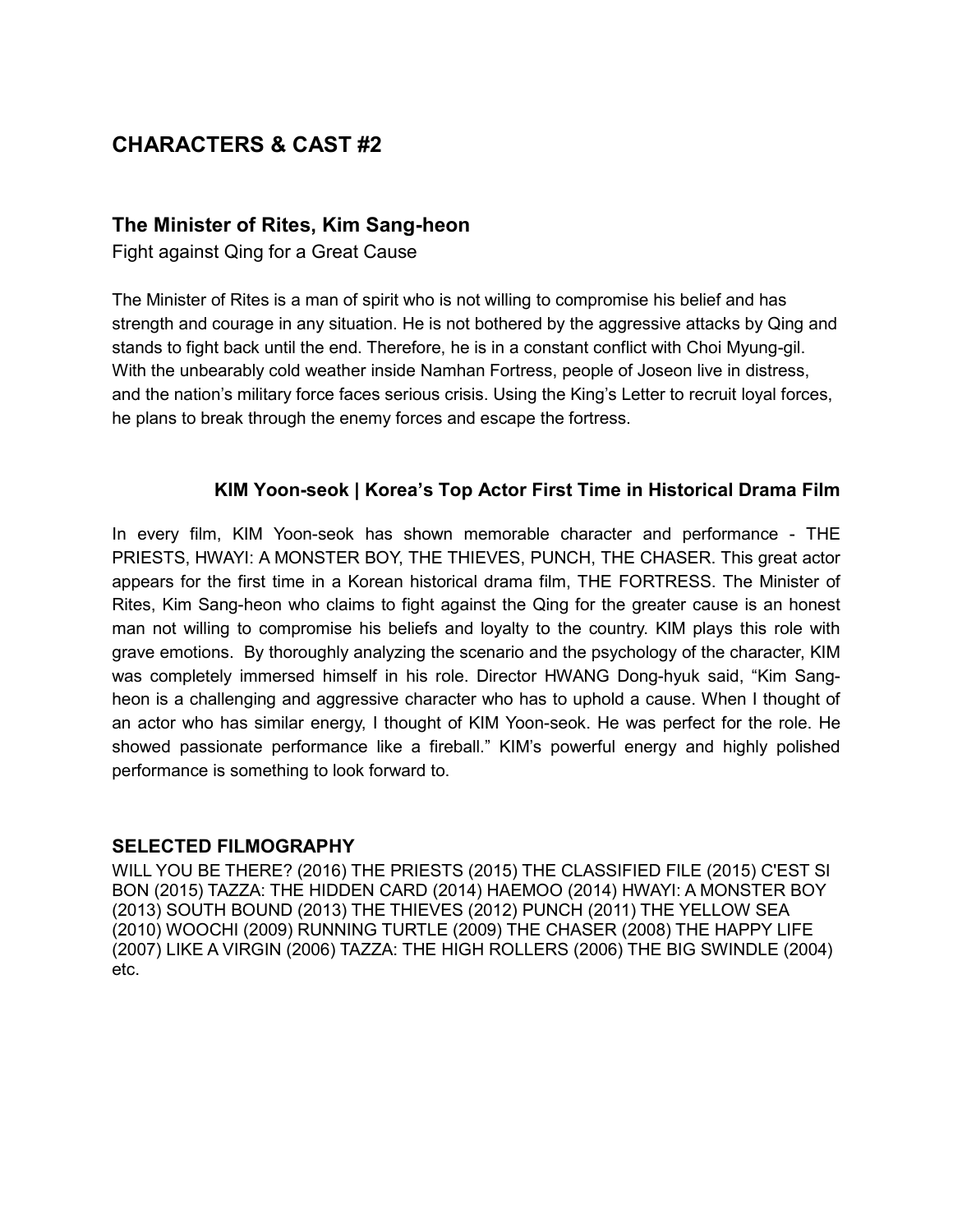# CHARACTERS & CAST #2

## The Minister of Rites, Kim Sang-heon

Fight against Qing for a Great Cause

The Minister of Rites is a man of spirit who is not willing to compromise his belief and has strength and courage in any situation. He is not bothered by the aggressive attacks by Qing and stands to fight back until the end. Therefore, he is in a constant conflict with Choi Myung-gil. With the unbearably cold weather inside Namhan Fortress, people of Joseon live in distress, and the nation's military force faces serious crisis. Using the King's Letter to recruit loyal forces, he plans to break through the enemy forces and escape the fortress.

### KIM Yoon-seok | Korea's Top Actor First Time in Historical Drama Film

In every film, KIM Yoon-seok has shown memorable character and performance - THE PRIESTS, HWAYI: A MONSTER BOY, THE THIEVES, PUNCH, THE CHASER. This great actor appears for the first time in a Korean historical drama film, THE FORTRESS. The Minister of Rites, Kim Sang-heon who claims to fight against the Qing for the greater cause is an honest man not willing to compromise his beliefs and loyalty to the country. KIM plays this role with grave emotions. By thoroughly analyzing the scenario and the psychology of the character, KIM was completely immersed himself in his role. Director HWANG Dong-hyuk said, "Kim Sang-heon is a challenging and aggressive character who has to uphold a cause. When I thought of an actor who has similar energy, I thought of KIM Yoon-seok. He was perfect for the role. He showed passionate performance like a fireball." KIM's powerful energy and highly polished performance is something to look forward to.

### SELECTED FILMOGRAPHY

WILL YOU BE THERE? (2016) THE PRIESTS (2015) THE CLASSIFIED FILE (2015) C'EST SI BON (2015) TAZZA: THE HIDDEN CARD (2014) HAEMOO (2014) HWAYI: A MONSTER BOY (2013) SOUTH BOUND (2013) THE THIEVES (2012) PUNCH (2011) THE YELLOW SEA (2010) WOOCHI (2009) RUNNING TURTLE (2009) THE CHASER (2008) THE HAPPY LIFE (2007) LIKE A VIRGIN (2006) TAZZA: THE HIGH ROLLERS (2006) THE BIG SWINDLE (2004) etc.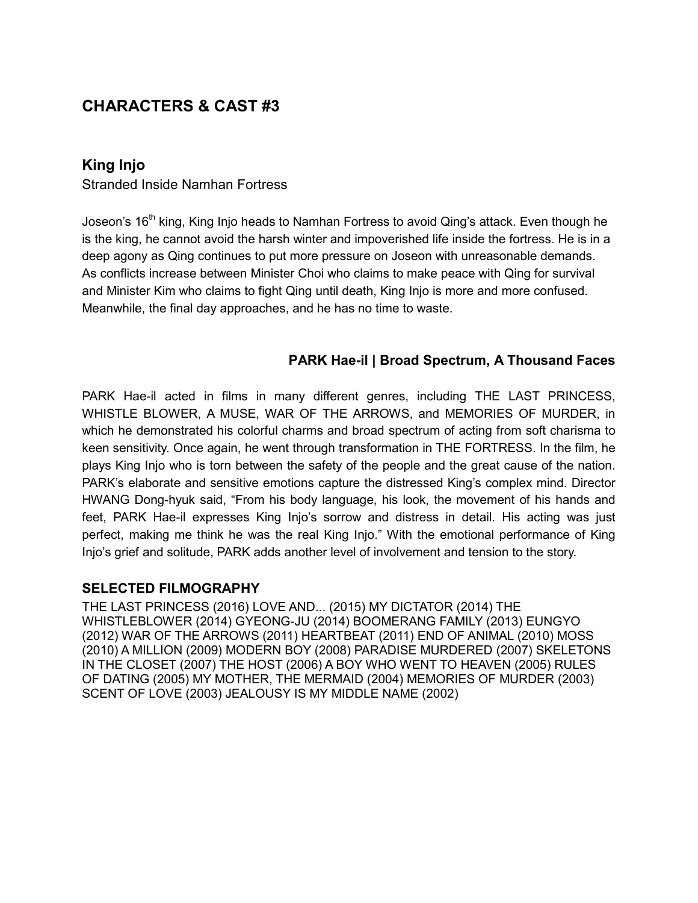## CHARACTERS & CAST #3

### King Injo

Stranded Inside Namhan Fortress

Joseon's 16th king, King Injo heads to Namhan Fortress to avoid Qing's attack. Even though he is the king, he cannot avoid the harsh winter and impoverished life inside the fortress. He is in a deep agony as Qing continues to put more pressure on Joseon with unreasonable demands. As conflicts increase between Minister Choi who claims to make peace with Qing for survival and Minister Kim who claims to fight Qing until death, King Injo is more and more confused. Meanwhile, the final day approaches, and he has no time to waste.

**PARK Hae-il | Broad Spectrum, A Thousand Faces**

PARK Hae-il acted in films in many different genres, including THE LAST PRINCESS, WHISTLE BLOWER, A MUSE, WAR OF THE ARROWS, and MEMORIES OF MURDER, in which he demonstrated his colorful charms and broad spectrum of acting from soft charisma to keen sensitivity. Once again, he went through transformation in THE FORTRESS. In the film, he plays King Injo who is torn between the safety of the people and the great cause of the nation. PARK's elaborate and sensitive emotions capture the distressed King's complex mind. Director HWANG Dong-hyuk said, "From his body language, his look, the movement of his hands and feet, PARK Hae-il expresses King Injo's sorrow and distress in detail. His acting was just perfect, making me think he was the real King Injo." With the emotional performance of King Injo's grief and solitude, PARK adds another level of involvement and tension to the story.

**SELECTED FILMOGRAPHY**

THE LAST PRINCESS (2016) LOVE AND... (2015) MY DICTATOR (2014) THE WHISTLEBLOWER (2014) GYEONG-JU (2014) BOOMERANG FAMILY (2013) EUNGYO (2012) WAR OF THE ARROWS (2011) HEARTBEAT (2011) END OF ANIMAL (2010) MOSS (2010) A MILLION (2009) MODERN BOY (2008) PARADISE MURDERED (2007) SKELETONS IN THE CLOSET (2007) THE HOST (2006) A BOY WHO WENT TO HEAVEN (2005) RULES OF DATING (2005) MY MOTHER, THE MERMAID (2004) MEMORIES OF MURDER (2003) SCENT OF LOVE (2003) JEALOUSY IS MY MIDDLE NAME (2002)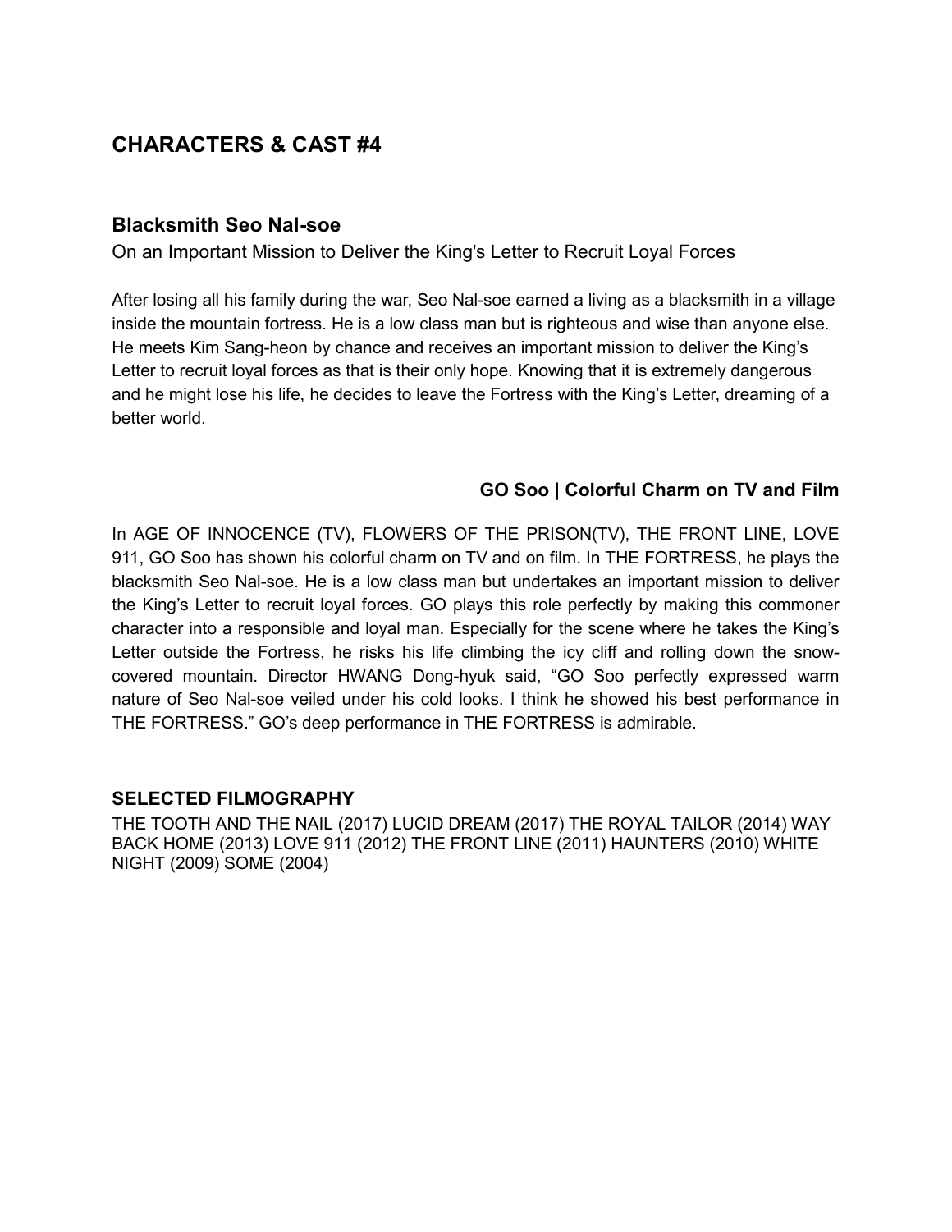## CHARACTERS & CAST #4

### Blacksmith Seo Nal-soe

On an Important Mission to Deliver the King's Letter to Recruit Loyal Forces

After losing all his family during the war, Seo Nal-soe earned a living as a blacksmith in a village inside the mountain fortress. He is a low class man but is righteous and wise than anyone else. He meets Kim Sang-heon by chance and receives an important mission to deliver the King's Letter to recruit loyal forces as that is their only hope. Knowing that it is extremely dangerous and he might lose his life, he decides to leave the Fortress with the King's Letter, dreaming of a better world.

### GO Soo | Colorful Charm on TV and Film

In AGE OF INNOCENCE (TV), FLOWERS OF THE PRISON(TV), THE FRONT LINE, LOVE 911, GO Soo has shown his colorful charm on TV and on film. In THE FORTRESS, he plays the blacksmith Seo Nal-soe. He is a low class man but undertakes an important mission to deliver the King's Letter to recruit loyal forces. GO plays this role perfectly by making this commoner character into a responsible and loyal man. Especially for the scene where he takes the King's Letter outside the Fortress, he risks his life climbing the icy cliff and rolling down the snow-covered mountain. Director HWANG Dong-hyuk said, "GO Soo perfectly expressed warm nature of Seo Nal-soe veiled under his cold looks. I think he showed his best performance in THE FORTRESS." GO's deep performance in THE FORTRESS is admirable.

**SELECTED FILMOGRAPHY**

THE TOOTH AND THE NAIL (2017) LUCID DREAM (2017) THE ROYAL TAILOR (2014) WAY BACK HOME (2013) LOVE 911 (2012) THE FRONT LINE (2011) HAUNTERS (2010) WHITE NIGHT (2009) SOME (2004)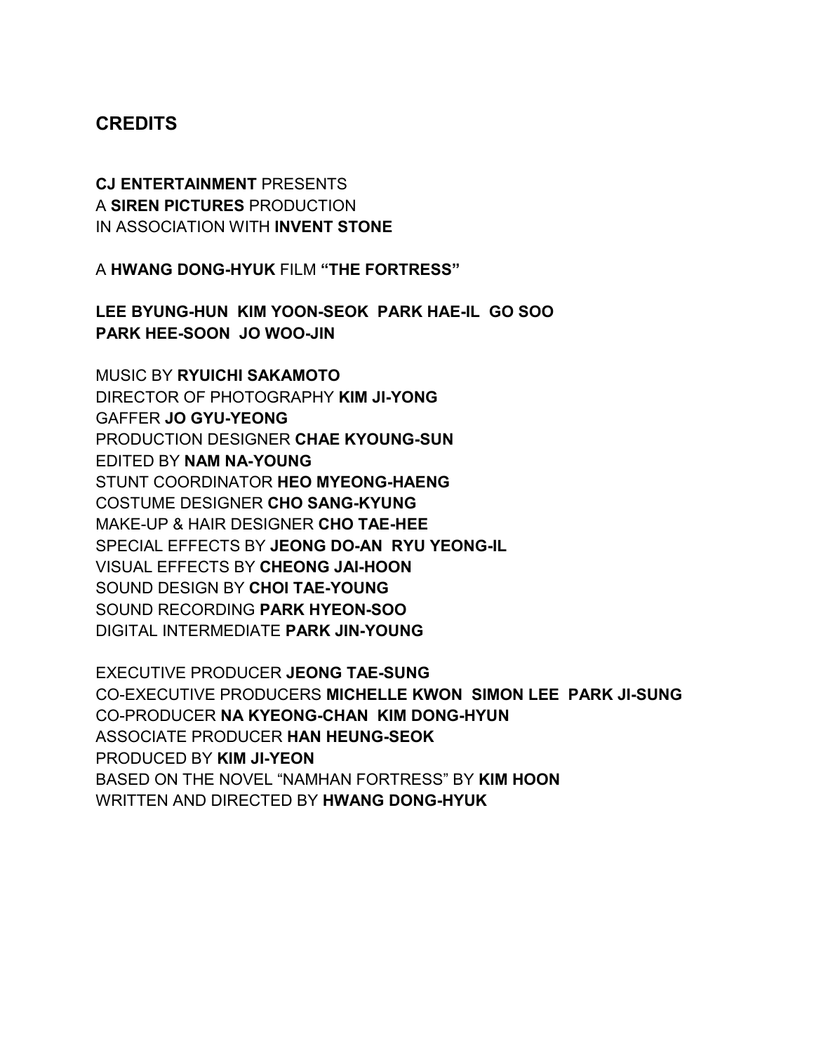## CREDITS

**CJ ENTERTAINMENT** PRESENTS
A **SIREN PICTURES** PRODUCTION
IN ASSOCIATION WITH **INVENT STONE**

A **HWANG DONG-HYUK** FILM **"THE FORTRESS"**

**LEE BYUNG-HUN KIM YOON-SEOK PARK HAE-IL GO SOO**
**PARK HEE-SOON JO WOO-JIN**

MUSIC BY **RYUICHI SAKAMOTO**
DIRECTOR OF PHOTOGRAPHY **KIM JI-YONG**
GAFFER **JO GYU-YEONG**
PRODUCTION DESIGNER **CHAE KYOUNG-SUN**
EDITED BY **NAM NA-YOUNG**
STUNT COORDINATOR **HEO MYEONG-HAENG**
COSTUME DESIGNER **CHO SANG-KYUNG**
MAKE-UP & HAIR DESIGNER **CHO TAE-HEE**
SPECIAL EFFECTS BY **JEONG DO-AN RYU YEONG-IL**
VISUAL EFFECTS BY **CHEONG JAI-HOON**
SOUND DESIGN BY **CHOI TAE-YOUNG**
SOUND RECORDING **PARK HYEON-SOO**
DIGITAL INTERMEDIATE **PARK JIN-YOUNG**

EXECUTIVE PRODUCER **JEONG TAE-SUNG**
CO-EXECUTIVE PRODUCERS **MICHELLE KWON SIMON LEE PARK JI-SUNG**
CO-PRODUCER **NA KYEONG-CHAN KIM DONG-HYUN**
ASSOCIATE PRODUCER **HAN HEUNG-SEOK**
PRODUCED BY **KIM JI-YEON**
BASED ON THE NOVEL "NAMHAN FORTRESS" BY **KIM HOON**
WRITTEN AND DIRECTED BY **HWANG DONG-HYUK**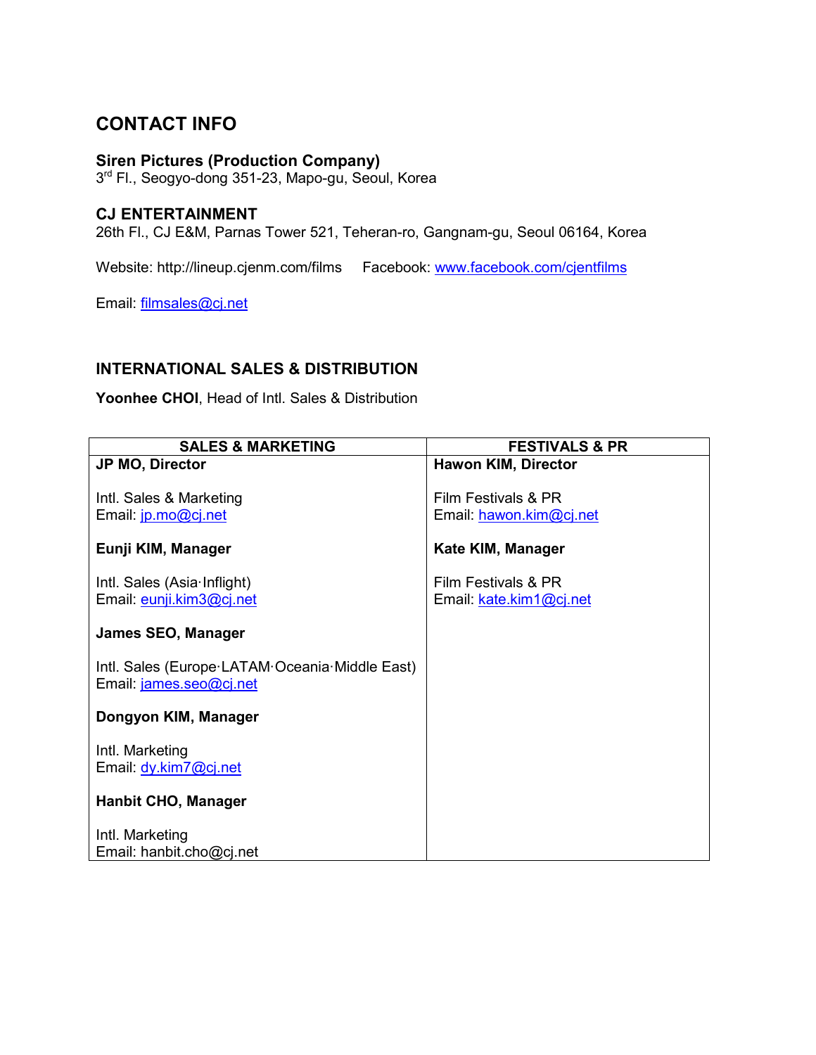## CONTACT INFO

### Siren Pictures (Production Company)

3rd Fl., Seogyo-dong 351-23, Mapo-gu, Seoul, Korea

### CJ ENTERTAINMENT

26th Fl., CJ E&M, Parnas Tower 521, Teheran-ro, Gangnam-gu, Seoul 06164, Korea

Website: http://lineup.cjenm.com/films     Facebook: www.facebook.com/cjentfilms

Email: filmsales@cj.net

### INTERNATIONAL SALES & DISTRIBUTION

**Yoonhee CHOI**, Head of Intl. Sales & Distribution

| SALES & MARKETING | FESTIVALS & PR |
|---|---|
| **JP MO, Director**<br><br>Intl. Sales & Marketing<br>Email: jp.mo@cj.net | **Hawon KIM, Director**<br><br>Film Festivals & PR<br>Email: hawon.kim@cj.net |
| **Eunji KIM, Manager**<br><br>Intl. Sales (Asia·Inflight)<br>Email: eunji.kim3@cj.net | **Kate KIM, Manager**<br><br>Film Festivals & PR<br>Email: kate.kim1@cj.net |
| **James SEO, Manager**<br><br>Intl. Sales (Europe·LATAM·Oceania·Middle East)<br>Email: james.seo@cj.net | |
| **Dongyon KIM, Manager**<br><br>Intl. Marketing<br>Email: dy.kim7@cj.net | |
| **Hanbit CHO, Manager**<br><br>Intl. Marketing<br>Email: hanbit.cho@cj.net | |